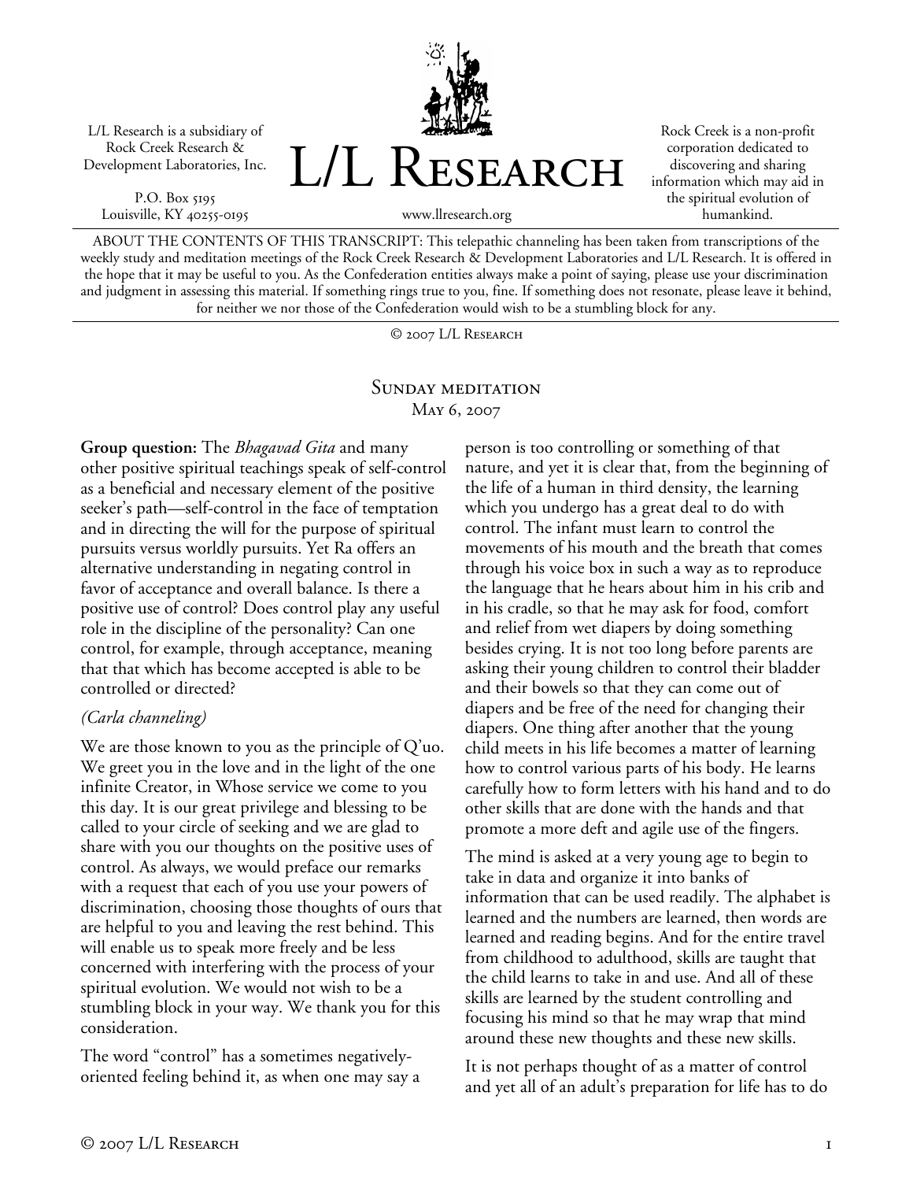L/L Research is a subsidiary of Rock Creek Research & Development Laboratories, Inc.

P.O. Box 5195
Louisville, KY 40255-0195

# L/L Research

www.llresearch.org

Rock Creek is a non-profit corporation dedicated to discovering and sharing information which may aid in the spiritual evolution of humankind.

ABOUT THE CONTENTS OF THIS TRANSCRIPT: This telepathic channeling has been taken from transcriptions of the weekly study and meditation meetings of the Rock Creek Research & Development Laboratories and L/L Research. It is offered in the hope that it may be useful to you. As the Confederation entities always make a point of saying, please use your discrimination and judgment in assessing this material. If something rings true to you, fine. If something does not resonate, please leave it behind, for neither we nor those of the Confederation would wish to be a stumbling block for any.

© 2007 L/L Research

## Sunday Meditation
May 6, 2007

**Group question:** The *Bhagavad Gita* and many other positive spiritual teachings speak of self-control as a beneficial and necessary element of the positive seeker's path—self-control in the face of temptation and in directing the will for the purpose of spiritual pursuits versus worldly pursuits. Yet Ra offers an alternative understanding in negating control in favor of acceptance and overall balance. Is there a positive use of control? Does control play any useful role in the discipline of the personality? Can one control, for example, through acceptance, meaning that that which has become accepted is able to be controlled or directed?

*(Carla channeling)*

We are those known to you as the principle of Q'uo. We greet you in the love and in the light of the one infinite Creator, in Whose service we come to you this day. It is our great privilege and blessing to be called to your circle of seeking and we are glad to share with you our thoughts on the positive uses of control. As always, we would preface our remarks with a request that each of you use your powers of discrimination, choosing those thoughts of ours that are helpful to you and leaving the rest behind. This will enable us to speak more freely and be less concerned with interfering with the process of your spiritual evolution. We would not wish to be a stumbling block in your way. We thank you for this consideration.

The word "control" has a sometimes negatively-oriented feeling behind it, as when one may say a person is too controlling or something of that nature, and yet it is clear that, from the beginning of the life of a human in third density, the learning which you undergo has a great deal to do with control. The infant must learn to control the movements of his mouth and the breath that comes through his voice box in such a way as to reproduce the language that he hears about him in his crib and in his cradle, so that he may ask for food, comfort and relief from wet diapers by doing something besides crying. It is not too long before parents are asking their young children to control their bladder and their bowels so that they can come out of diapers and be free of the need for changing their diapers. One thing after another that the young child meets in his life becomes a matter of learning how to control various parts of his body. He learns carefully how to form letters with his hand and to do other skills that are done with the hands and that promote a more deft and agile use of the fingers.

The mind is asked at a very young age to begin to take in data and organize it into banks of information that can be used readily. The alphabet is learned and the numbers are learned, then words are learned and reading begins. And for the entire travel from childhood to adulthood, skills are taught that the child learns to take in and use. And all of these skills are learned by the student controlling and focusing his mind so that he may wrap that mind around these new thoughts and these new skills.

It is not perhaps thought of as a matter of control and yet all of an adult's preparation for life has to do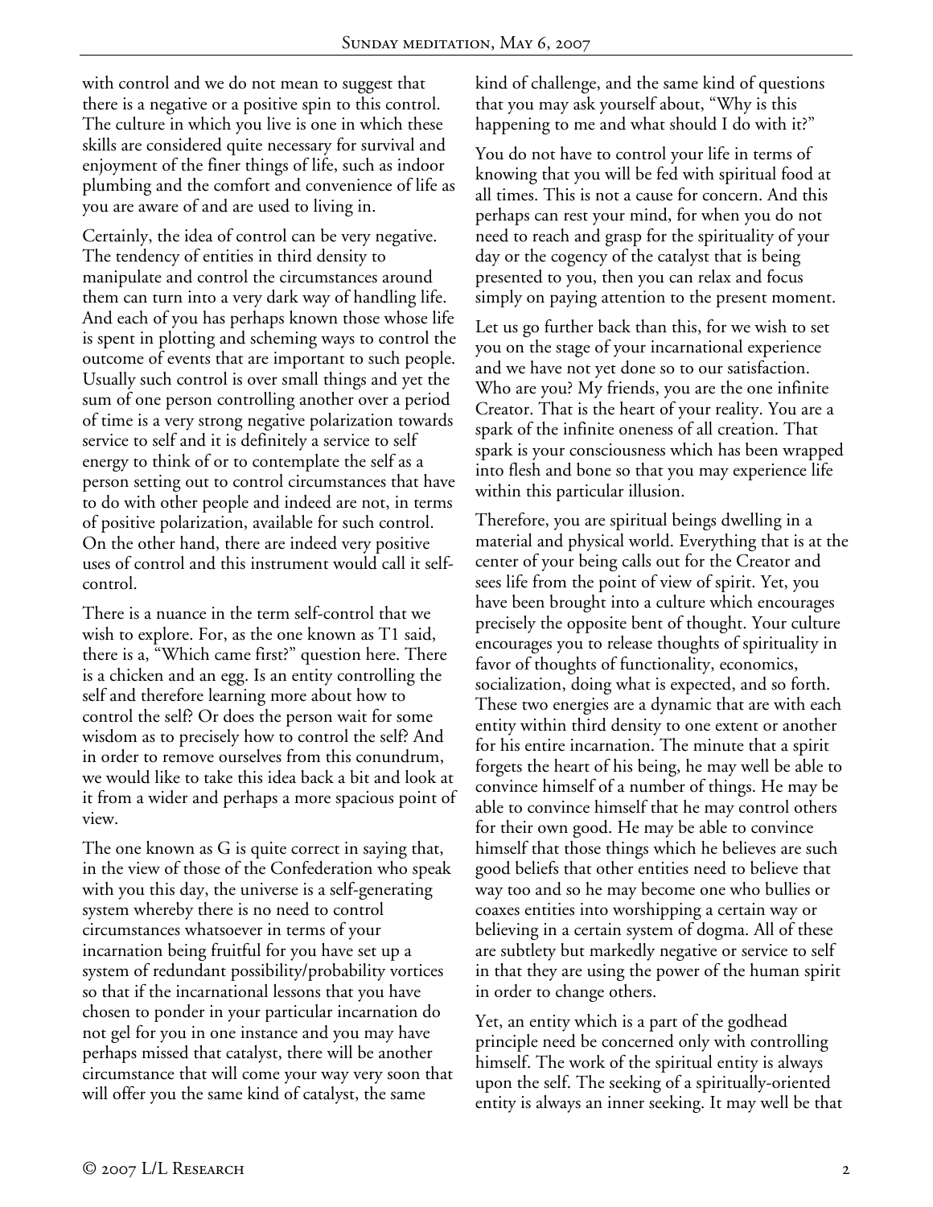with control and we do not mean to suggest that there is a negative or a positive spin to this control. The culture in which you live is one in which these skills are considered quite necessary for survival and enjoyment of the finer things of life, such as indoor plumbing and the comfort and convenience of life as you are aware of and are used to living in.

Certainly, the idea of control can be very negative. The tendency of entities in third density to manipulate and control the circumstances around them can turn into a very dark way of handling life. And each of you has perhaps known those whose life is spent in plotting and scheming ways to control the outcome of events that are important to such people. Usually such control is over small things and yet the sum of one person controlling another over a period of time is a very strong negative polarization towards service to self and it is definitely a service to self energy to think of or to contemplate the self as a person setting out to control circumstances that have to do with other people and indeed are not, in terms of positive polarization, available for such control. On the other hand, there are indeed very positive uses of control and this instrument would call it self-control.

There is a nuance in the term self-control that we wish to explore. For, as the one known as T1 said, there is a, "Which came first?" question here. There is a chicken and an egg. Is an entity controlling the self and therefore learning more about how to control the self? Or does the person wait for some wisdom as to precisely how to control the self? And in order to remove ourselves from this conundrum, we would like to take this idea back a bit and look at it from a wider and perhaps a more spacious point of view.

The one known as G is quite correct in saying that, in the view of those of the Confederation who speak with you this day, the universe is a self-generating system whereby there is no need to control circumstances whatsoever in terms of your incarnation being fruitful for you have set up a system of redundant possibility/probability vortices so that if the incarnational lessons that you have chosen to ponder in your particular incarnation do not gel for you in one instance and you may have perhaps missed that catalyst, there will be another circumstance that will come your way very soon that will offer you the same kind of catalyst, the same kind of challenge, and the same kind of questions that you may ask yourself about, "Why is this happening to me and what should I do with it?"

You do not have to control your life in terms of knowing that you will be fed with spiritual food at all times. This is not a cause for concern. And this perhaps can rest your mind, for when you do not need to reach and grasp for the spirituality of your day or the cogency of the catalyst that is being presented to you, then you can relax and focus simply on paying attention to the present moment.

Let us go further back than this, for we wish to set you on the stage of your incarnational experience and we have not yet done so to our satisfaction. Who are you? My friends, you are the one infinite Creator. That is the heart of your reality. You are a spark of the infinite oneness of all creation. That spark is your consciousness which has been wrapped into flesh and bone so that you may experience life within this particular illusion.

Therefore, you are spiritual beings dwelling in a material and physical world. Everything that is at the center of your being calls out for the Creator and sees life from the point of view of spirit. Yet, you have been brought into a culture which encourages precisely the opposite bent of thought. Your culture encourages you to release thoughts of spirituality in favor of thoughts of functionality, economics, socialization, doing what is expected, and so forth. These two energies are a dynamic that are with each entity within third density to one extent or another for his entire incarnation. The minute that a spirit forgets the heart of his being, he may well be able to convince himself of a number of things. He may be able to convince himself that he may control others for their own good. He may be able to convince himself that those things which he believes are such good beliefs that other entities need to believe that way too and so he may become one who bullies or coaxes entities into worshipping a certain way or believing in a certain system of dogma. All of these are subtlety but markedly negative or service to self in that they are using the power of the human spirit in order to change others.

Yet, an entity which is a part of the godhead principle need be concerned only with controlling himself. The work of the spiritual entity is always upon the self. The seeking of a spiritually-oriented entity is always an inner seeking. It may well be that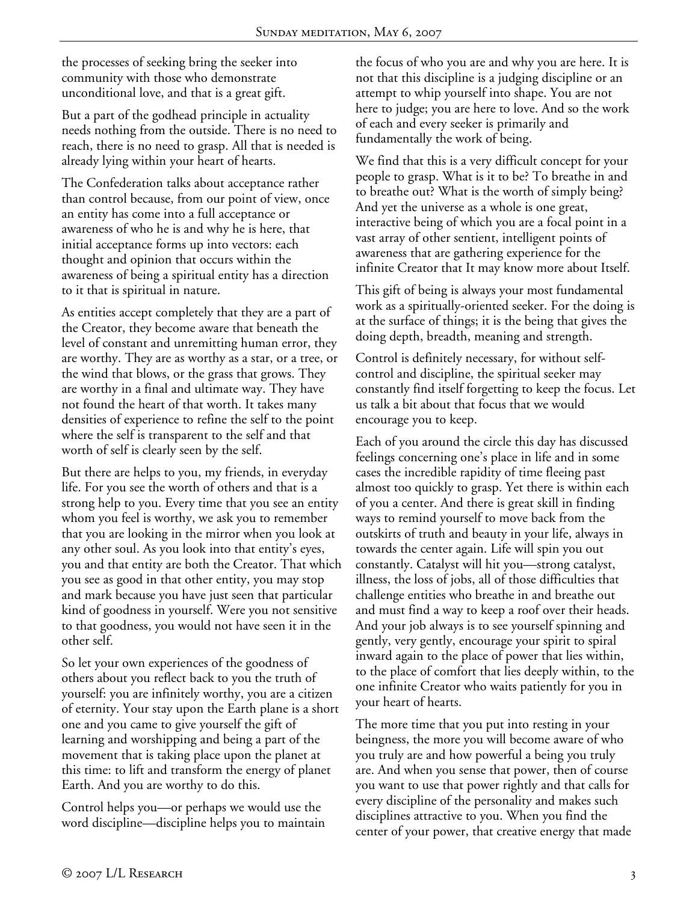the processes of seeking bring the seeker into community with those who demonstrate unconditional love, and that is a great gift.

But a part of the godhead principle in actuality needs nothing from the outside. There is no need to reach, there is no need to grasp. All that is needed is already lying within your heart of hearts.

The Confederation talks about acceptance rather than control because, from our point of view, once an entity has come into a full acceptance or awareness of who he is and why he is here, that initial acceptance forms up into vectors: each thought and opinion that occurs within the awareness of being a spiritual entity has a direction to it that is spiritual in nature.

As entities accept completely that they are a part of the Creator, they become aware that beneath the level of constant and unremitting human error, they are worthy. They are as worthy as a star, or a tree, or the wind that blows, or the grass that grows. They are worthy in a final and ultimate way. They have not found the heart of that worth. It takes many densities of experience to refine the self to the point where the self is transparent to the self and that worth of self is clearly seen by the self.

But there are helps to you, my friends, in everyday life. For you see the worth of others and that is a strong help to you. Every time that you see an entity whom you feel is worthy, we ask you to remember that you are looking in the mirror when you look at any other soul. As you look into that entity's eyes, you and that entity are both the Creator. That which you see as good in that other entity, you may stop and mark because you have just seen that particular kind of goodness in yourself. Were you not sensitive to that goodness, you would not have seen it in the other self.

So let your own experiences of the goodness of others about you reflect back to you the truth of yourself: you are infinitely worthy, you are a citizen of eternity. Your stay upon the Earth plane is a short one and you came to give yourself the gift of learning and worshipping and being a part of the movement that is taking place upon the planet at this time: to lift and transform the energy of planet Earth. And you are worthy to do this.

Control helps you—or perhaps we would use the word discipline—discipline helps you to maintain the focus of who you are and why you are here. It is not that this discipline is a judging discipline or an attempt to whip yourself into shape. You are not here to judge; you are here to love. And so the work of each and every seeker is primarily and fundamentally the work of being.

We find that this is a very difficult concept for your people to grasp. What is it to be? To breathe in and to breathe out? What is the worth of simply being? And yet the universe as a whole is one great, interactive being of which you are a focal point in a vast array of other sentient, intelligent points of awareness that are gathering experience for the infinite Creator that It may know more about Itself.

This gift of being is always your most fundamental work as a spiritually-oriented seeker. For the doing is at the surface of things; it is the being that gives the doing depth, breadth, meaning and strength.

Control is definitely necessary, for without self-control and discipline, the spiritual seeker may constantly find itself forgetting to keep the focus. Let us talk a bit about that focus that we would encourage you to keep.

Each of you around the circle this day has discussed feelings concerning one's place in life and in some cases the incredible rapidity of time fleeing past almost too quickly to grasp. Yet there is within each of you a center. And there is great skill in finding ways to remind yourself to move back from the outskirts of truth and beauty in your life, always in towards the center again. Life will spin you out constantly. Catalyst will hit you—strong catalyst, illness, the loss of jobs, all of those difficulties that challenge entities who breathe in and breathe out and must find a way to keep a roof over their heads. And your job always is to see yourself spinning and gently, very gently, encourage your spirit to spiral inward again to the place of power that lies within, to the place of comfort that lies deeply within, to the one infinite Creator who waits patiently for you in your heart of hearts.

The more time that you put into resting in your beingness, the more you will become aware of who you truly are and how powerful a being you truly are. And when you sense that power, then of course you want to use that power rightly and that calls for every discipline of the personality and makes such disciplines attractive to you. When you find the center of your power, that creative energy that made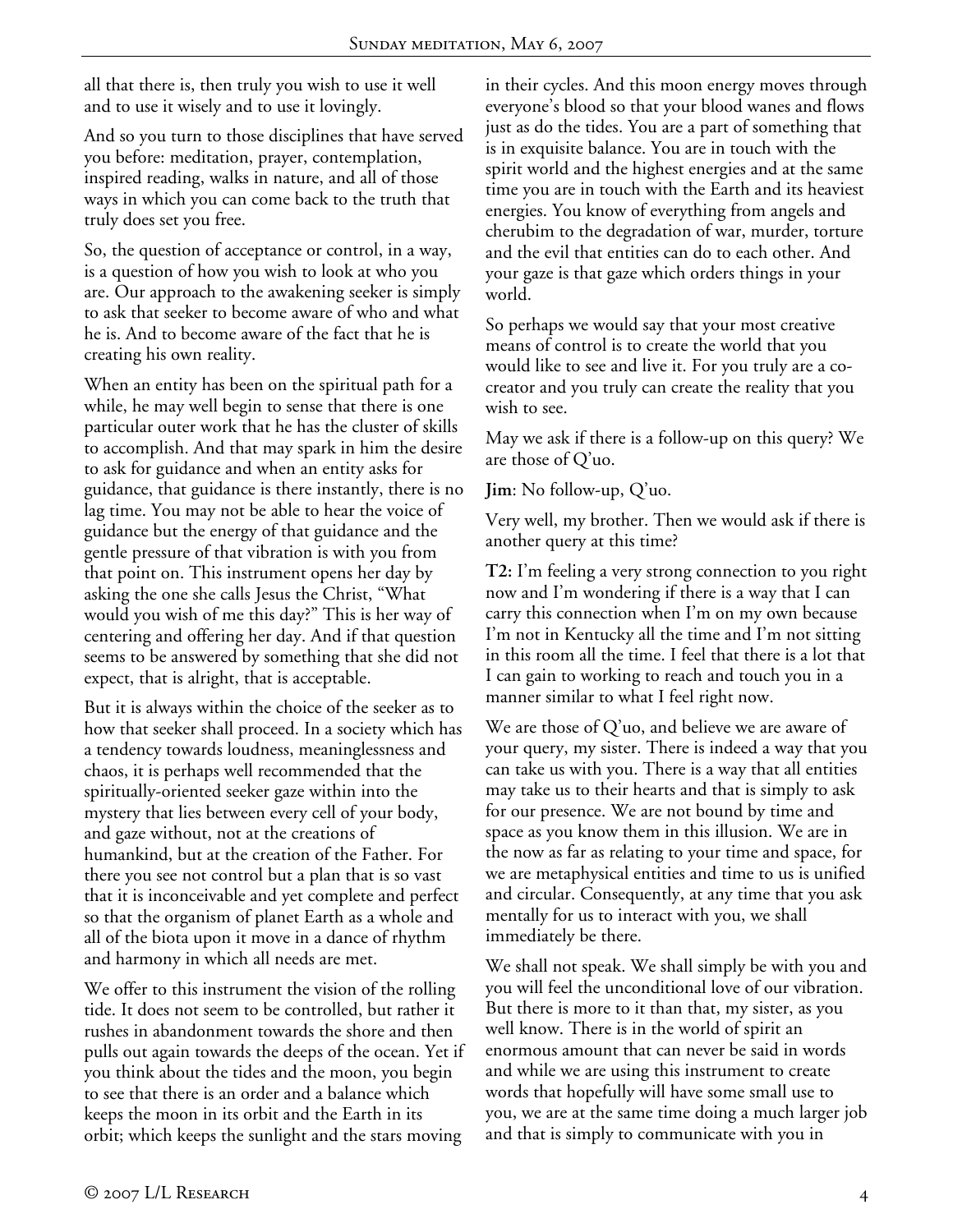all that there is, then truly you wish to use it well and to use it wisely and to use it lovingly.

And so you turn to those disciplines that have served you before: meditation, prayer, contemplation, inspired reading, walks in nature, and all of those ways in which you can come back to the truth that truly does set you free.

So, the question of acceptance or control, in a way, is a question of how you wish to look at who you are. Our approach to the awakening seeker is simply to ask that seeker to become aware of who and what he is. And to become aware of the fact that he is creating his own reality.

When an entity has been on the spiritual path for a while, he may well begin to sense that there is one particular outer work that he has the cluster of skills to accomplish. And that may spark in him the desire to ask for guidance and when an entity asks for guidance, that guidance is there instantly, there is no lag time. You may not be able to hear the voice of guidance but the energy of that guidance and the gentle pressure of that vibration is with you from that point on. This instrument opens her day by asking the one she calls Jesus the Christ, "What would you wish of me this day?" This is her way of centering and offering her day. And if that question seems to be answered by something that she did not expect, that is alright, that is acceptable.

But it is always within the choice of the seeker as to how that seeker shall proceed. In a society which has a tendency towards loudness, meaninglessness and chaos, it is perhaps well recommended that the spiritually-oriented seeker gaze within into the mystery that lies between every cell of your body, and gaze without, not at the creations of humankind, but at the creation of the Father. For there you see not control but a plan that is so vast that it is inconceivable and yet complete and perfect so that the organism of planet Earth as a whole and all of the biota upon it move in a dance of rhythm and harmony in which all needs are met.

We offer to this instrument the vision of the rolling tide. It does not seem to be controlled, but rather it rushes in abandonment towards the shore and then pulls out again towards the deeps of the ocean. Yet if you think about the tides and the moon, you begin to see that there is an order and a balance which keeps the moon in its orbit and the Earth in its orbit; which keeps the sunlight and the stars moving in their cycles. And this moon energy moves through everyone's blood so that your blood wanes and flows just as do the tides. You are a part of something that is in exquisite balance. You are in touch with the spirit world and the highest energies and at the same time you are in touch with the Earth and its heaviest energies. You know of everything from angels and cherubim to the degradation of war, murder, torture and the evil that entities can do to each other. And your gaze is that gaze which orders things in your world.

So perhaps we would say that your most creative means of control is to create the world that you would like to see and live it. For you truly are a co-creator and you truly can create the reality that you wish to see.

May we ask if there is a follow-up on this query? We are those of Q'uo.

**Jim**: No follow-up, Q'uo.

Very well, my brother. Then we would ask if there is another query at this time?

**T2:** I'm feeling a very strong connection to you right now and I'm wondering if there is a way that I can carry this connection when I'm on my own because I'm not in Kentucky all the time and I'm not sitting in this room all the time. I feel that there is a lot that I can gain to working to reach and touch you in a manner similar to what I feel right now.

We are those of Q'uo, and believe we are aware of your query, my sister. There is indeed a way that you can take us with you. There is a way that all entities may take us to their hearts and that is simply to ask for our presence. We are not bound by time and space as you know them in this illusion. We are in the now as far as relating to your time and space, for we are metaphysical entities and time to us is unified and circular. Consequently, at any time that you ask mentally for us to interact with you, we shall immediately be there.

We shall not speak. We shall simply be with you and you will feel the unconditional love of our vibration. But there is more to it than that, my sister, as you well know. There is in the world of spirit an enormous amount that can never be said in words and while we are using this instrument to create words that hopefully will have some small use to you, we are at the same time doing a much larger job and that is simply to communicate with you in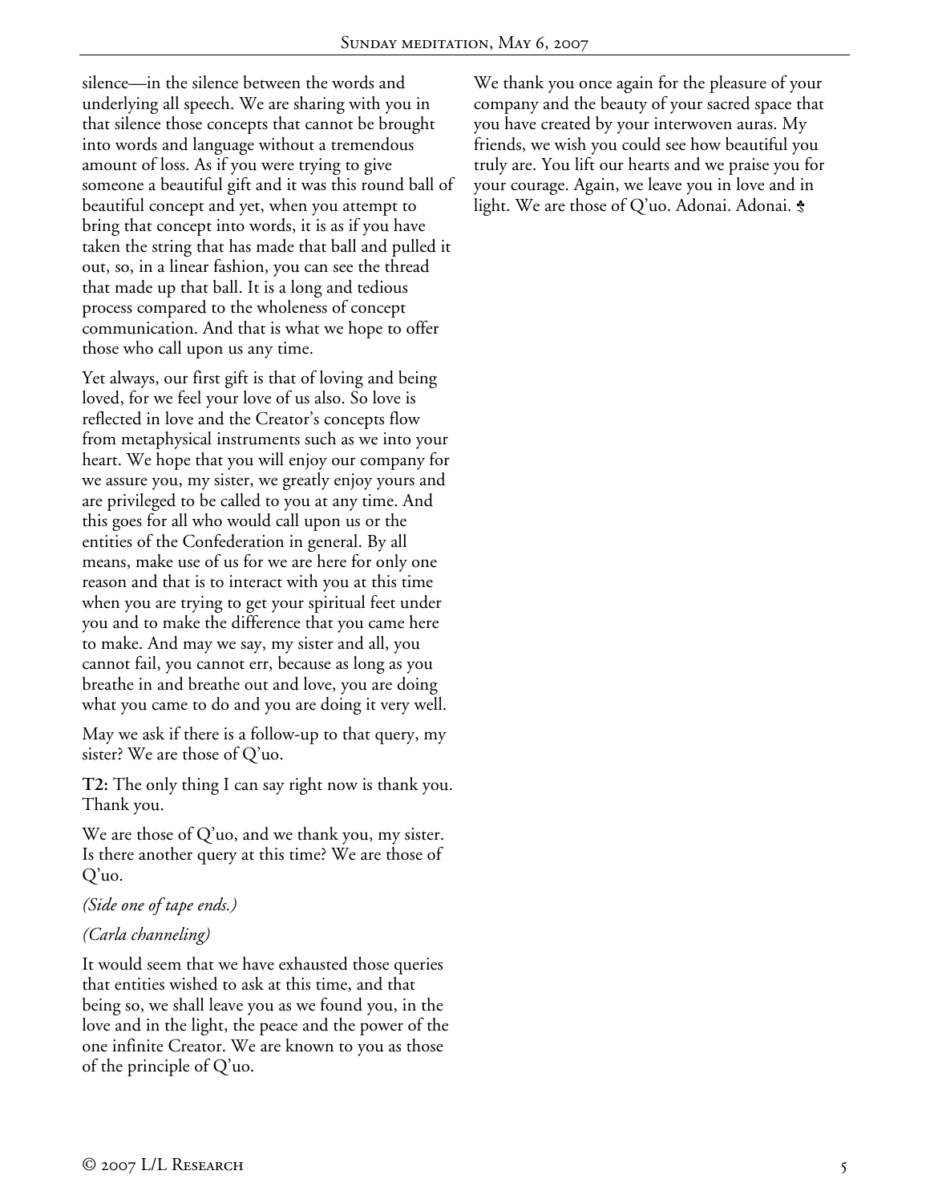silence—in the silence between the words and underlying all speech. We are sharing with you in that silence those concepts that cannot be brought into words and language without a tremendous amount of loss. As if you were trying to give someone a beautiful gift and it was this round ball of beautiful concept and yet, when you attempt to bring that concept into words, it is as if you have taken the string that has made that ball and pulled it out, so, in a linear fashion, you can see the thread that made up that ball. It is a long and tedious process compared to the wholeness of concept communication. And that is what we hope to offer those who call upon us any time.

Yet always, our first gift is that of loving and being loved, for we feel your love of us also. So love is reflected in love and the Creator's concepts flow from metaphysical instruments such as we into your heart. We hope that you will enjoy our company for we assure you, my sister, we greatly enjoy yours and are privileged to be called to you at any time. And this goes for all who would call upon us or the entities of the Confederation in general. By all means, make use of us for we are here for only one reason and that is to interact with you at this time when you are trying to get your spiritual feet under you and to make the difference that you came here to make. And may we say, my sister and all, you cannot fail, you cannot err, because as long as you breathe in and breathe out and love, you are doing what you came to do and you are doing it very well.

May we ask if there is a follow-up to that query, my sister? We are those of Q'uo.

**T2:** The only thing I can say right now is thank you. Thank you.

We are those of Q'uo, and we thank you, my sister. Is there another query at this time? We are those of Q'uo.

*(Side one of tape ends.)*

*(Carla channeling)*

It would seem that we have exhausted those queries that entities wished to ask at this time, and that being so, we shall leave you as we found you, in the love and in the light, the peace and the power of the one infinite Creator. We are known to you as those of the principle of Q'uo.

We thank you once again for the pleasure of your company and the beauty of your sacred space that you have created by your interwoven auras. My friends, we wish you could see how beautiful you truly are. You lift our hearts and we praise you for your courage. Again, we leave you in love and in light. We are those of Q'uo. Adonai. Adonai.